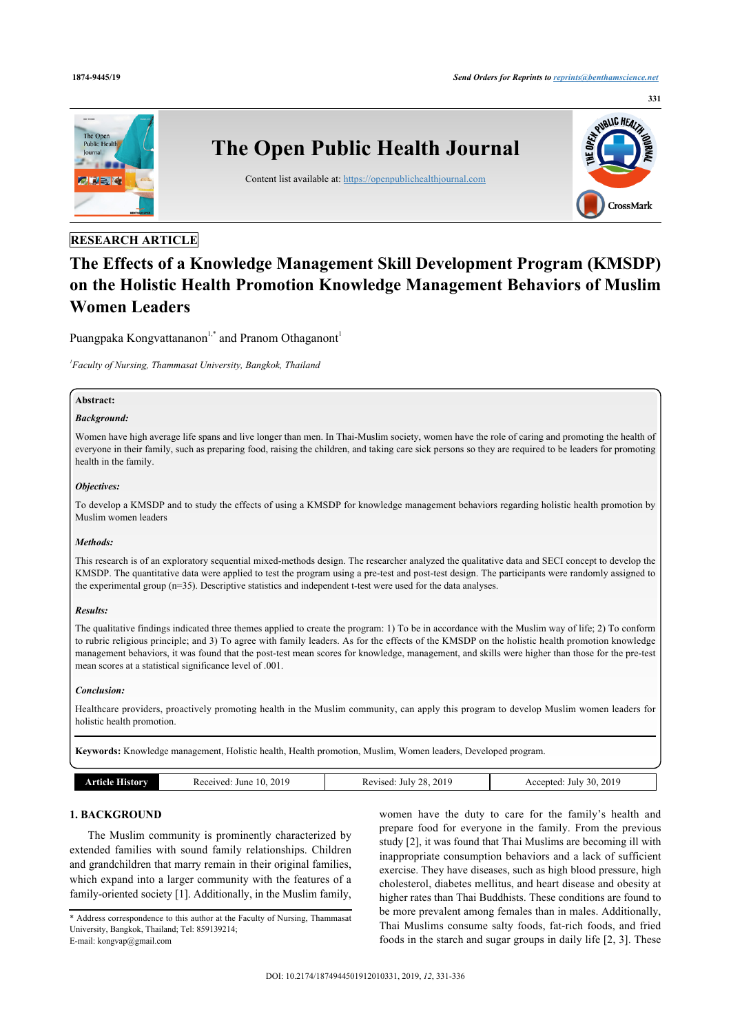RESEARCH ARTICLE

# The Effects of a Knowledge Management Skill Development Program (KMSDP) on the Holistic Health Promotion Knowledge Management Behaviors of Muslim Women Leaders

Puangpaka Kongvattananon[1,*] and Pranom Othaganont[1]

[1]*Faculty of Nursing, Thammasat University, Bangkok, Thailand*

**Abstract:**

***Background:***

Women have high average life spans and live longer than men. In Thai-Muslim society, women have the role of caring and promoting the health of everyone in their family, such as preparing food, raising the children, and taking care sick persons so they are required to be leaders for promoting health in the family.

***Objectives:***

To develop a KMSDP and to study the effects of using a KMSDP for knowledge management behaviors regarding holistic health promotion by Muslim women leaders

***Methods:***

This research is of an exploratory sequential mixed-methods design. The researcher analyzed the qualitative data and SECI concept to develop the KMSDP. The quantitative data were applied to test the program using a pre-test and post-test design. The participants were randomly assigned to the experimental group (n=35). Descriptive statistics and independent t-test were used for the data analyses.

***Results:***

The qualitative findings indicated three themes applied to create the program: 1) To be in accordance with the Muslim way of life; 2) To conform to rubric religious principle; and 3) To agree with family leaders. As for the effects of the KMSDP on the holistic health promotion knowledge management behaviors, it was found that the post-test mean scores for knowledge, management, and skills were higher than those for the pre-test mean scores at a statistical significance level of .001.

***Conclusion:***

Healthcare providers, proactively promoting health in the Muslim community, can apply this program to develop Muslim women leaders for holistic health promotion.

**Keywords:** Knowledge management, Holistic health, Health promotion, Muslim, Women leaders, Developed program.

| Article History | Received: June 10, 2019 | Revised: July 28, 2019 | Accepted: July 30, 2019 |
|---|---|---|---|

## 1. BACKGROUND

The Muslim community is prominently characterized by extended families with sound family relationships. Children and grandchildren that marry remain in their original families, which expand into a larger community with the features of a family-oriented society [1]. Additionally, in the Muslim family, women have the duty to care for the family's health and prepare food for everyone in the family. From the previous study [2], it was found that Thai Muslims are becoming ill with inappropriate consumption behaviors and a lack of sufficient exercise. They have diseases, such as high blood pressure, high cholesterol, diabetes mellitus, and heart disease and obesity at higher rates than Thai Buddhists. These conditions are found to be more prevalent among females than in males. Additionally, Thai Muslims consume salty foods, fat-rich foods, and fried foods in the starch and sugar groups in daily life [2, 3]. These

\* Address correspondence to this author at the Faculty of Nursing, Thammasat University, Bangkok, Thailand; Tel: 859139214;
E-mail: kongvap@gmail.com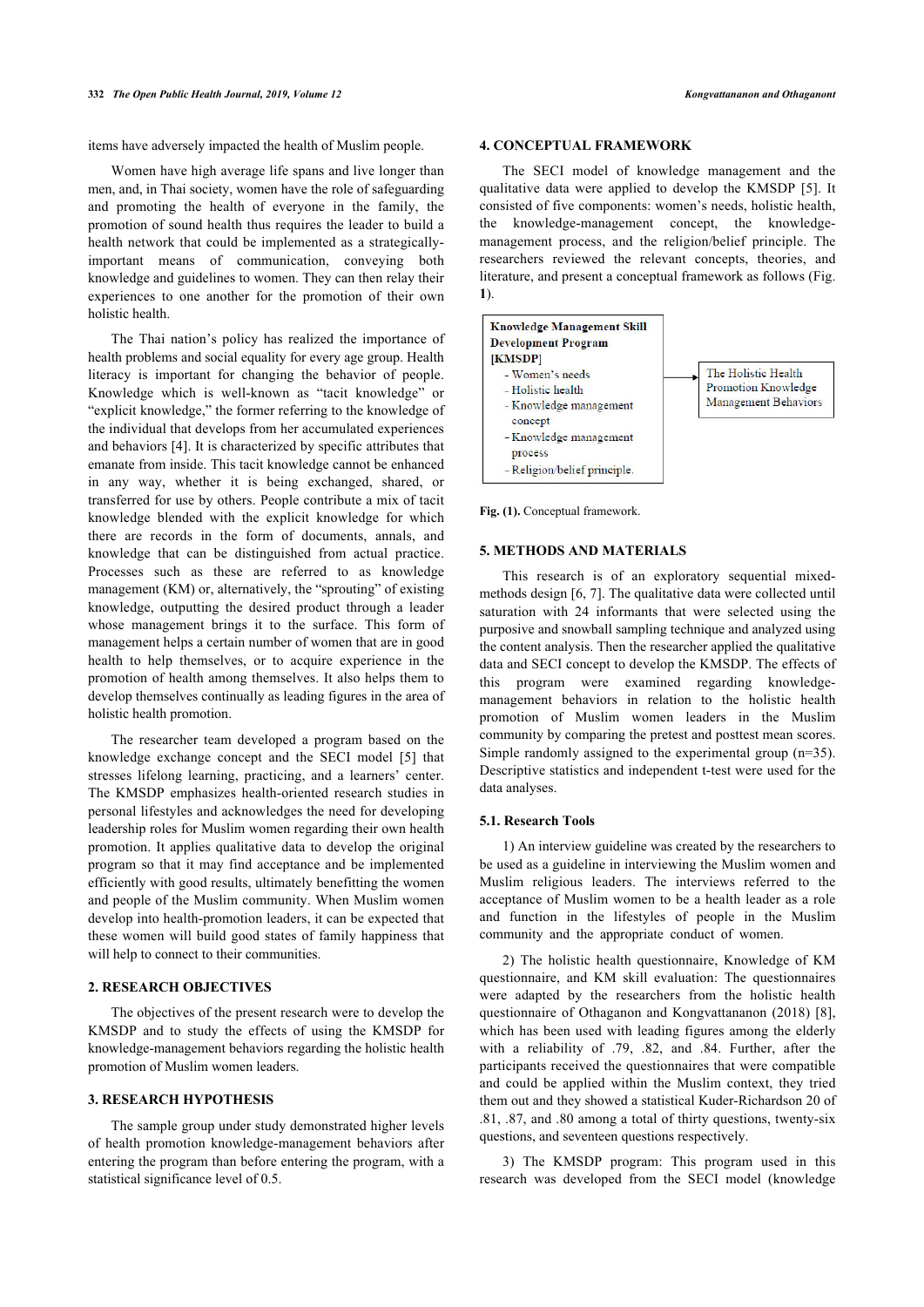items have adversely impacted the health of Muslim people.

Women have high average life spans and live longer than men, and, in Thai society, women have the role of safeguarding and promoting the health of everyone in the family, the promotion of sound health thus requires the leader to build a health network that could be implemented as a strategically-important means of communication, conveying both knowledge and guidelines to women. They can then relay their experiences to one another for the promotion of their own holistic health.

The Thai nation's policy has realized the importance of health problems and social equality for every age group. Health literacy is important for changing the behavior of people. Knowledge which is well-known as "tacit knowledge" or "explicit knowledge," the former referring to the knowledge of the individual that develops from her accumulated experiences and behaviors [4]. It is characterized by specific attributes that emanate from inside. This tacit knowledge cannot be enhanced in any way, whether it is being exchanged, shared, or transferred for use by others. People contribute a mix of tacit knowledge blended with the explicit knowledge for which there are records in the form of documents, annals, and knowledge that can be distinguished from actual practice. Processes such as these are referred to as knowledge management (KM) or, alternatively, the "sprouting" of existing knowledge, outputting the desired product through a leader whose management brings it to the surface. This form of management helps a certain number of women that are in good health to help themselves, or to acquire experience in the promotion of health among themselves. It also helps them to develop themselves continually as leading figures in the area of holistic health promotion.

The researcher team developed a program based on the knowledge exchange concept and the SECI model [5] that stresses lifelong learning, practicing, and a learners' center. The KMSDP emphasizes health-oriented research studies in personal lifestyles and acknowledges the need for developing leadership roles for Muslim women regarding their own health promotion. It applies qualitative data to develop the original program so that it may find acceptance and be implemented efficiently with good results, ultimately benefitting the women and people of the Muslim community. When Muslim women develop into health-promotion leaders, it can be expected that these women will build good states of family happiness that will help to connect to their communities.

## 2. RESEARCH OBJECTIVES

The objectives of the present research were to develop the KMSDP and to study the effects of using the KMSDP for knowledge-management behaviors regarding the holistic health promotion of Muslim women leaders.

## 3. RESEARCH HYPOTHESIS

The sample group under study demonstrated higher levels of health promotion knowledge-management behaviors after entering the program than before entering the program, with a statistical significance level of 0.5.

## 4. CONCEPTUAL FRAMEWORK

The SECI model of knowledge management and the qualitative data were applied to develop the KMSDP [5]. It consisted of five components: women's needs, holistic health, the knowledge-management concept, the knowledge-management process, and the religion/belief principle. The researchers reviewed the relevant concepts, theories, and literature, and present a conceptual framework as follows (Fig. **1**).

**Knowledge Management Skill Development Program [KMSDP]**
- Women's needs
- Holistic health
- Knowledge management concept
- Knowledge management process
- Religion/belief principle.

→ The Holistic Health Promotion Knowledge Management Behaviors

**Fig. (1).** Conceptual framework.

## 5. METHODS AND MATERIALS

This research is of an exploratory sequential mixed-methods design [6, 7]. The qualitative data were collected until saturation with 24 informants that were selected using the purposive and snowball sampling technique and analyzed using the content analysis. Then the researcher applied the qualitative data and SECI concept to develop the KMSDP. The effects of this program were examined regarding knowledge-management behaviors in relation to the holistic health promotion of Muslim women leaders in the Muslim community by comparing the pretest and posttest mean scores. Simple randomly assigned to the experimental group (n=35). Descriptive statistics and independent t-test were used for the data analyses.

### 5.1. Research Tools

1) An interview guideline was created by the researchers to be used as a guideline in interviewing the Muslim women and Muslim religious leaders. The interviews referred to the acceptance of Muslim women to be a health leader as a role and function in the lifestyles of people in the Muslim community and the appropriate conduct of women.

2) The holistic health questionnaire, Knowledge of KM questionnaire, and KM skill evaluation: The questionnaires were adapted by the researchers from the holistic health questionnaire of Othaganon and Kongvattananon (2018) [8], which has been used with leading figures among the elderly with a reliability of .79, .82, and .84. Further, after the participants received the questionnaires that were compatible and could be applied within the Muslim context, they tried them out and they showed a statistical Kuder-Richardson 20 of .81, .87, and .80 among a total of thirty questions, twenty-six questions, and seventeen questions respectively.

3) The KMSDP program: This program used in this research was developed from the SECI model (knowledge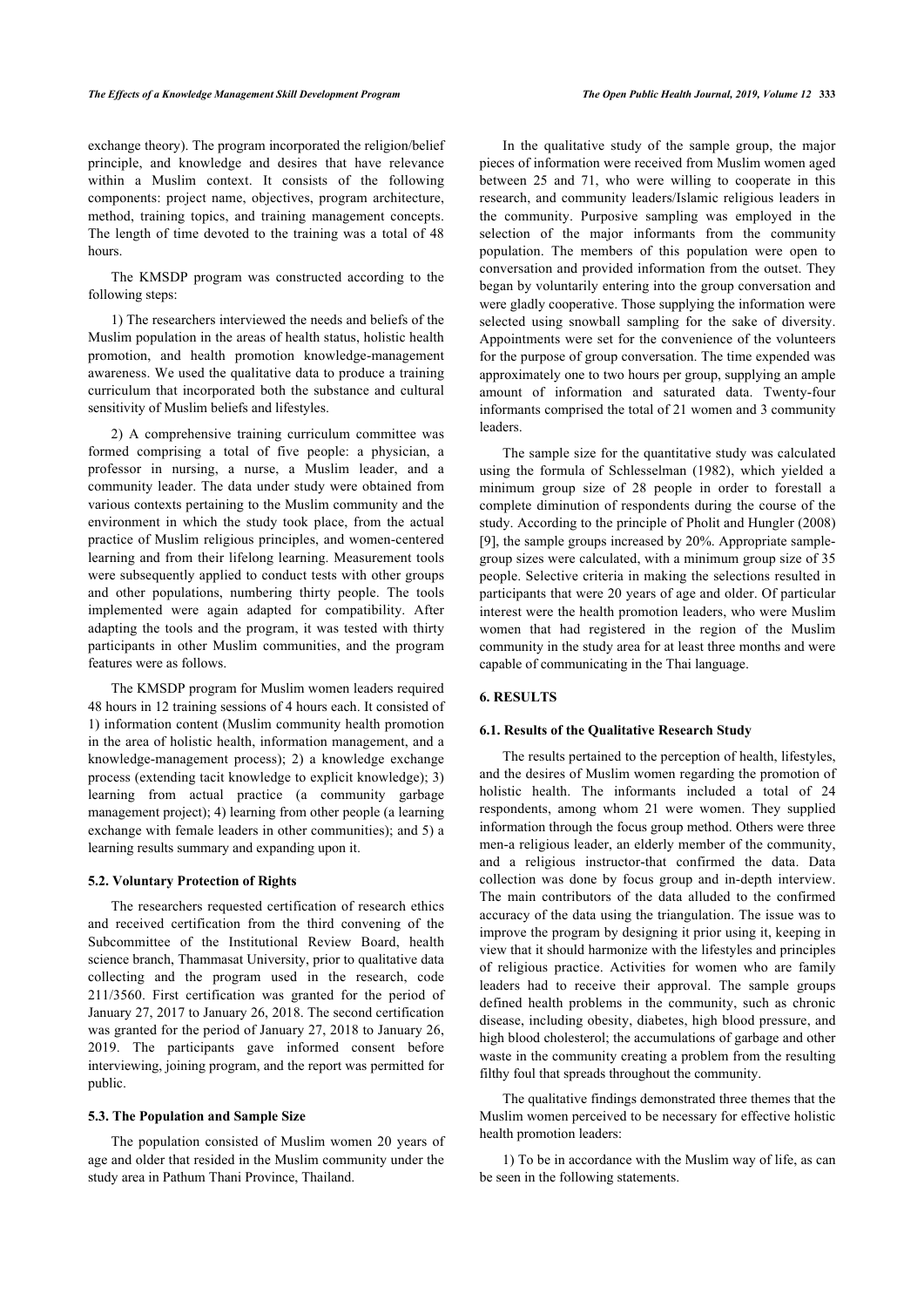exchange theory). The program incorporated the religion/belief principle, and knowledge and desires that have relevance within a Muslim context. It consists of the following components: project name, objectives, program architecture, method, training topics, and training management concepts. The length of time devoted to the training was a total of 48 hours.

The KMSDP program was constructed according to the following steps:

1) The researchers interviewed the needs and beliefs of the Muslim population in the areas of health status, holistic health promotion, and health promotion knowledge-management awareness. We used the qualitative data to produce a training curriculum that incorporated both the substance and cultural sensitivity of Muslim beliefs and lifestyles.

2) A comprehensive training curriculum committee was formed comprising a total of five people: a physician, a professor in nursing, a nurse, a Muslim leader, and a community leader. The data under study were obtained from various contexts pertaining to the Muslim community and the environment in which the study took place, from the actual practice of Muslim religious principles, and women-centered learning and from their lifelong learning. Measurement tools were subsequently applied to conduct tests with other groups and other populations, numbering thirty people. The tools implemented were again adapted for compatibility. After adapting the tools and the program, it was tested with thirty participants in other Muslim communities, and the program features were as follows.

The KMSDP program for Muslim women leaders required 48 hours in 12 training sessions of 4 hours each. It consisted of 1) information content (Muslim community health promotion in the area of holistic health, information management, and a knowledge-management process); 2) a knowledge exchange process (extending tacit knowledge to explicit knowledge); 3) learning from actual practice (a community garbage management project); 4) learning from other people (a learning exchange with female leaders in other communities); and 5) a learning results summary and expanding upon it.

### 5.2. Voluntary Protection of Rights

The researchers requested certification of research ethics and received certification from the third convening of the Subcommittee of the Institutional Review Board, health science branch, Thammasat University, prior to qualitative data collecting and the program used in the research, code 211/3560. First certification was granted for the period of January 27, 2017 to January 26, 2018. The second certification was granted for the period of January 27, 2018 to January 26, 2019. The participants gave informed consent before interviewing, joining program, and the report was permitted for public.

### 5.3. The Population and Sample Size

The population consisted of Muslim women 20 years of age and older that resided in the Muslim community under the study area in Pathum Thani Province, Thailand.

In the qualitative study of the sample group, the major pieces of information were received from Muslim women aged between 25 and 71, who were willing to cooperate in this research, and community leaders/Islamic religious leaders in the community. Purposive sampling was employed in the selection of the major informants from the community population. The members of this population were open to conversation and provided information from the outset. They began by voluntarily entering into the group conversation and were gladly cooperative. Those supplying the information were selected using snowball sampling for the sake of diversity. Appointments were set for the convenience of the volunteers for the purpose of group conversation. The time expended was approximately one to two hours per group, supplying an ample amount of information and saturated data. Twenty-four informants comprised the total of 21 women and 3 community leaders.

The sample size for the quantitative study was calculated using the formula of Schlesselman (1982), which yielded a minimum group size of 28 people in order to forestall a complete diminution of respondents during the course of the study. According to the principle of Pholit and Hungler (2008) [9], the sample groups increased by 20%. Appropriate sample-group sizes were calculated, with a minimum group size of 35 people. Selective criteria in making the selections resulted in participants that were 20 years of age and older. Of particular interest were the health promotion leaders, who were Muslim women that had registered in the region of the Muslim community in the study area for at least three months and were capable of communicating in the Thai language.

## 6. RESULTS

### 6.1. Results of the Qualitative Research Study

The results pertained to the perception of health, lifestyles, and the desires of Muslim women regarding the promotion of holistic health. The informants included a total of 24 respondents, among whom 21 were women. They supplied information through the focus group method. Others were three men-a religious leader, an elderly member of the community, and a religious instructor-that confirmed the data. Data collection was done by focus group and in-depth interview. The main contributors of the data alluded to the confirmed accuracy of the data using the triangulation. The issue was to improve the program by designing it prior using it, keeping in view that it should harmonize with the lifestyles and principles of religious practice. Activities for women who are family leaders had to receive their approval. The sample groups defined health problems in the community, such as chronic disease, including obesity, diabetes, high blood pressure, and high blood cholesterol; the accumulations of garbage and other waste in the community creating a problem from the resulting filthy foul that spreads throughout the community.

The qualitative findings demonstrated three themes that the Muslim women perceived to be necessary for effective holistic health promotion leaders:

1) To be in accordance with the Muslim way of life, as can be seen in the following statements.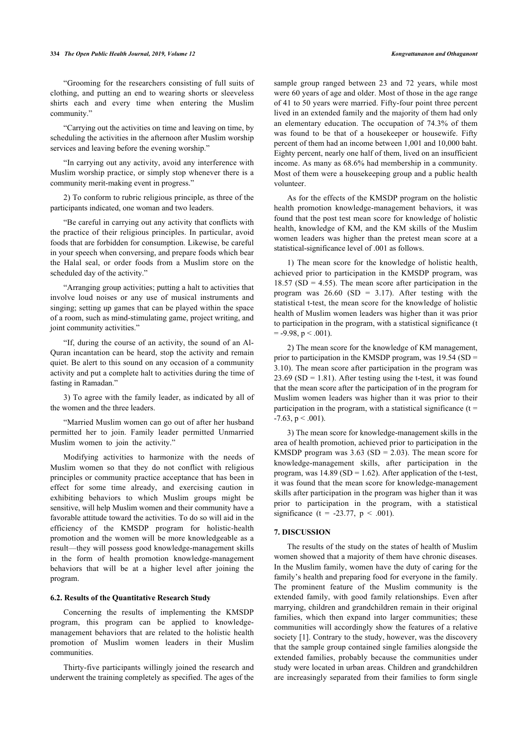"Grooming for the researchers consisting of full suits of clothing, and putting an end to wearing shorts or sleeveless shirts each and every time when entering the Muslim community."

"Carrying out the activities on time and leaving on time, by scheduling the activities in the afternoon after Muslim worship services and leaving before the evening worship."

"In carrying out any activity, avoid any interference with Muslim worship practice, or simply stop whenever there is a community merit-making event in progress."

2) To conform to rubric religious principle, as three of the participants indicated, one woman and two leaders.

"Be careful in carrying out any activity that conflicts with the practice of their religious principles. In particular, avoid foods that are forbidden for consumption. Likewise, be careful in your speech when conversing, and prepare foods which bear the Halal seal, or order foods from a Muslim store on the scheduled day of the activity."

"Arranging group activities; putting a halt to activities that involve loud noises or any use of musical instruments and singing; setting up games that can be played within the space of a room, such as mind-stimulating game, project writing, and joint community activities."

"If, during the course of an activity, the sound of an Al-Quran incantation can be heard, stop the activity and remain quiet. Be alert to this sound on any occasion of a community activity and put a complete halt to activities during the time of fasting in Ramadan."

3) To agree with the family leader, as indicated by all of the women and the three leaders.

"Married Muslim women can go out of after her husband permitted her to join. Family leader permitted Unmarried Muslim women to join the activity."

Modifying activities to harmonize with the needs of Muslim women so that they do not conflict with religious principles or community practice acceptance that has been in effect for some time already, and exercising caution in exhibiting behaviors to which Muslim groups might be sensitive, will help Muslim women and their community have a favorable attitude toward the activities. To do so will aid in the efficiency of the KMSDP program for holistic-health promotion and the women will be more knowledgeable as a result—they will possess good knowledge-management skills in the form of health promotion knowledge-management behaviors that will be at a higher level after joining the program.

### 6.2. Results of the Quantitative Research Study

Concerning the results of implementing the KMSDP program, this program can be applied to knowledge-management behaviors that are related to the holistic health promotion of Muslim women leaders in their Muslim communities.

Thirty-five participants willingly joined the research and underwent the training completely as specified. The ages of the sample group ranged between 23 and 72 years, while most were 60 years of age and older. Most of those in the age range of 41 to 50 years were married. Fifty-four point three percent lived in an extended family and the majority of them had only an elementary education. The occupation of 74.3% of them was found to be that of a housekeeper or housewife. Fifty percent of them had an income between 1,001 and 10,000 baht. Eighty percent, nearly one half of them, lived on an insufficient income. As many as 68.6% had membership in a community. Most of them were a housekeeping group and a public health volunteer.

As for the effects of the KMSDP program on the holistic health promotion knowledge-management behaviors, it was found that the post test mean score for knowledge of holistic health, knowledge of KM, and the KM skills of the Muslim women leaders was higher than the pretest mean score at a statistical-significance level of .001 as follows.

1) The mean score for the knowledge of holistic health, achieved prior to participation in the KMSDP program, was 18.57 (SD = 4.55). The mean score after participation in the program was 26.60 (SD = 3.17). After testing with the statistical t-test, the mean score for the knowledge of holistic health of Muslim women leaders was higher than it was prior to participation in the program, with a statistical significance ($t = -9.98$, $p < .001$).

2) The mean score for the knowledge of KM management, prior to participation in the KMSDP program, was 19.54 (SD = 3.10). The mean score after participation in the program was 23.69 (SD = 1.81). After testing using the t-test, it was found that the mean score after the participation of in the program for Muslim women leaders was higher than it was prior to their participation in the program, with a statistical significance ($t = -7.63$, $p < .001$).

3) The mean score for knowledge-management skills in the area of health promotion, achieved prior to participation in the KMSDP program was 3.63 (SD = 2.03). The mean score for knowledge-management skills, after participation in the program, was 14.89 (SD = 1.62). After application of the t-test, it was found that the mean score for knowledge-management skills after participation in the program was higher than it was prior to participation in the program, with a statistical significance ($t = -23.77$, $p < .001$).

## 7. DISCUSSION

The results of the study on the states of health of Muslim women showed that a majority of them have chronic diseases. In the Muslim family, women have the duty of caring for the family's health and preparing food for everyone in the family. The prominent feature of the Muslim community is the extended family, with good family relationships. Even after marrying, children and grandchildren remain in their original families, which then expand into larger communities; these communities will accordingly show the features of a relative society [1]. Contrary to the study, however, was the discovery that the sample group contained single families alongside the extended families, probably because the communities under study were located in urban areas. Children and grandchildren are increasingly separated from their families to form single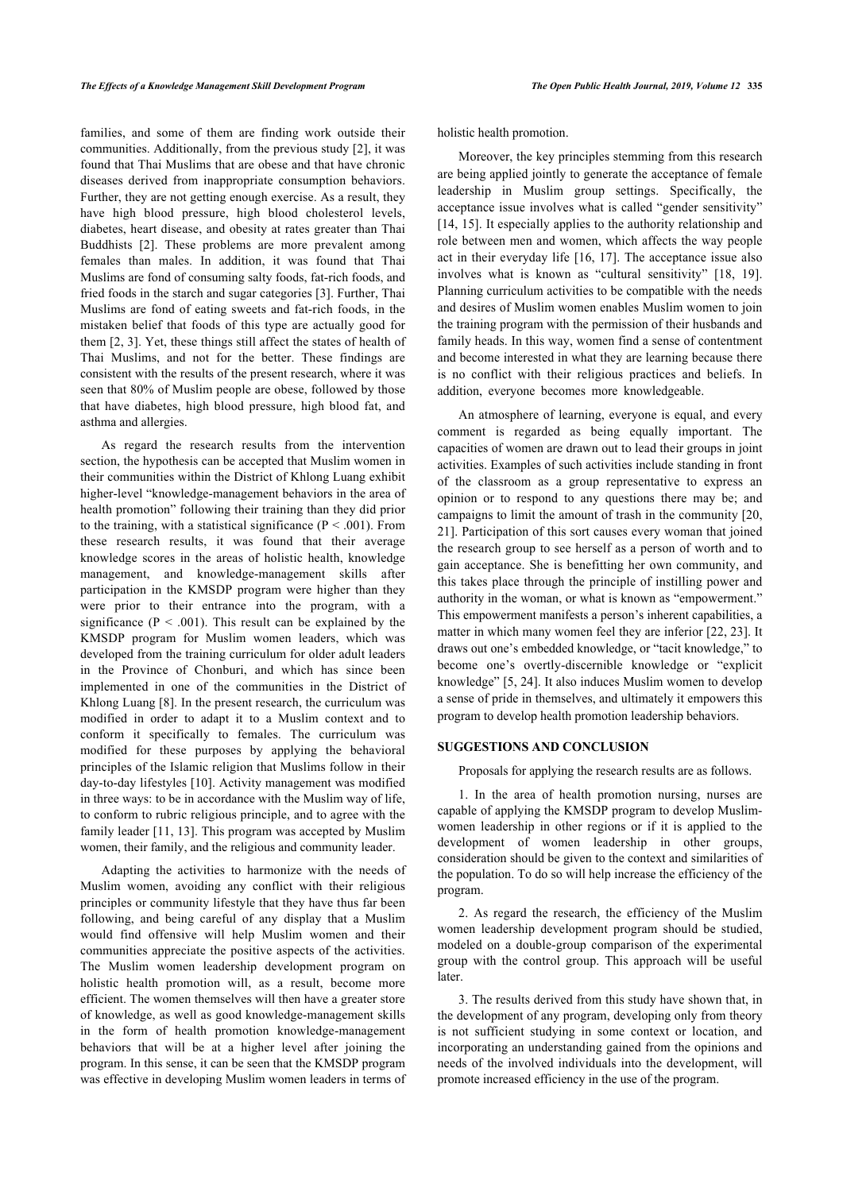families, and some of them are finding work outside their communities. Additionally, from the previous study [2], it was found that Thai Muslims that are obese and that have chronic diseases derived from inappropriate consumption behaviors. Further, they are not getting enough exercise. As a result, they have high blood pressure, high blood cholesterol levels, diabetes, heart disease, and obesity at rates greater than Thai Buddhists [2]. These problems are more prevalent among females than males. In addition, it was found that Thai Muslims are fond of consuming salty foods, fat-rich foods, and fried foods in the starch and sugar categories [3]. Further, Thai Muslims are fond of eating sweets and fat-rich foods, in the mistaken belief that foods of this type are actually good for them [2, 3]. Yet, these things still affect the states of health of Thai Muslims, and not for the better. These findings are consistent with the results of the present research, where it was seen that 80% of Muslim people are obese, followed by those that have diabetes, high blood pressure, high blood fat, and asthma and allergies.

As regard the research results from the intervention section, the hypothesis can be accepted that Muslim women in their communities within the District of Khlong Luang exhibit higher-level "knowledge-management behaviors in the area of health promotion" following their training than they did prior to the training, with a statistical significance ($P < .001$). From these research results, it was found that their average knowledge scores in the areas of holistic health, knowledge management, and knowledge-management skills after participation in the KMSDP program were higher than they were prior to their entrance into the program, with a significance ($P < .001$). This result can be explained by the KMSDP program for Muslim women leaders, which was developed from the training curriculum for older adult leaders in the Province of Chonburi, and which has since been implemented in one of the communities in the District of Khlong Luang [8]. In the present research, the curriculum was modified in order to adapt it to a Muslim context and to conform it specifically to females. The curriculum was modified for these purposes by applying the behavioral principles of the Islamic religion that Muslims follow in their day-to-day lifestyles [10]. Activity management was modified in three ways: to be in accordance with the Muslim way of life, to conform to rubric religious principle, and to agree with the family leader [11, 13]. This program was accepted by Muslim women, their family, and the religious and community leader.

Adapting the activities to harmonize with the needs of Muslim women, avoiding any conflict with their religious principles or community lifestyle that they have thus far been following, and being careful of any display that a Muslim would find offensive will help Muslim women and their communities appreciate the positive aspects of the activities. The Muslim women leadership development program on holistic health promotion will, as a result, become more efficient. The women themselves will then have a greater store of knowledge, as well as good knowledge-management skills in the form of health promotion knowledge-management behaviors that will be at a higher level after joining the program. In this sense, it can be seen that the KMSDP program was effective in developing Muslim women leaders in terms of holistic health promotion.

Moreover, the key principles stemming from this research are being applied jointly to generate the acceptance of female leadership in Muslim group settings. Specifically, the acceptance issue involves what is called "gender sensitivity" [14, 15]. It especially applies to the authority relationship and role between men and women, which affects the way people act in their everyday life [16, 17]. The acceptance issue also involves what is known as "cultural sensitivity" [18, 19]. Planning curriculum activities to be compatible with the needs and desires of Muslim women enables Muslim women to join the training program with the permission of their husbands and family heads. In this way, women find a sense of contentment and become interested in what they are learning because there is no conflict with their religious practices and beliefs. In addition, everyone becomes more knowledgeable.

An atmosphere of learning, everyone is equal, and every comment is regarded as being equally important. The capacities of women are drawn out to lead their groups in joint activities. Examples of such activities include standing in front of the classroom as a group representative to express an opinion or to respond to any questions there may be; and campaigns to limit the amount of trash in the community [20, 21]. Participation of this sort causes every woman that joined the research group to see herself as a person of worth and to gain acceptance. She is benefitting her own community, and this takes place through the principle of instilling power and authority in the woman, or what is known as "empowerment." This empowerment manifests a person's inherent capabilities, a matter in which many women feel they are inferior [22, 23]. It draws out one's embedded knowledge, or "tacit knowledge," to become one's overtly-discernible knowledge or "explicit knowledge" [5, 24]. It also induces Muslim women to develop a sense of pride in themselves, and ultimately it empowers this program to develop health promotion leadership behaviors.

## SUGGESTIONS AND CONCLUSION

Proposals for applying the research results are as follows.

1. In the area of health promotion nursing, nurses are capable of applying the KMSDP program to develop Muslim-women leadership in other regions or if it is applied to the development of women leadership in other groups, consideration should be given to the context and similarities of the population. To do so will help increase the efficiency of the program.

2. As regard the research, the efficiency of the Muslim women leadership development program should be studied, modeled on a double-group comparison of the experimental group with the control group. This approach will be useful later.

3. The results derived from this study have shown that, in the development of any program, developing only from theory is not sufficient studying in some context or location, and incorporating an understanding gained from the opinions and needs of the involved individuals into the development, will promote increased efficiency in the use of the program.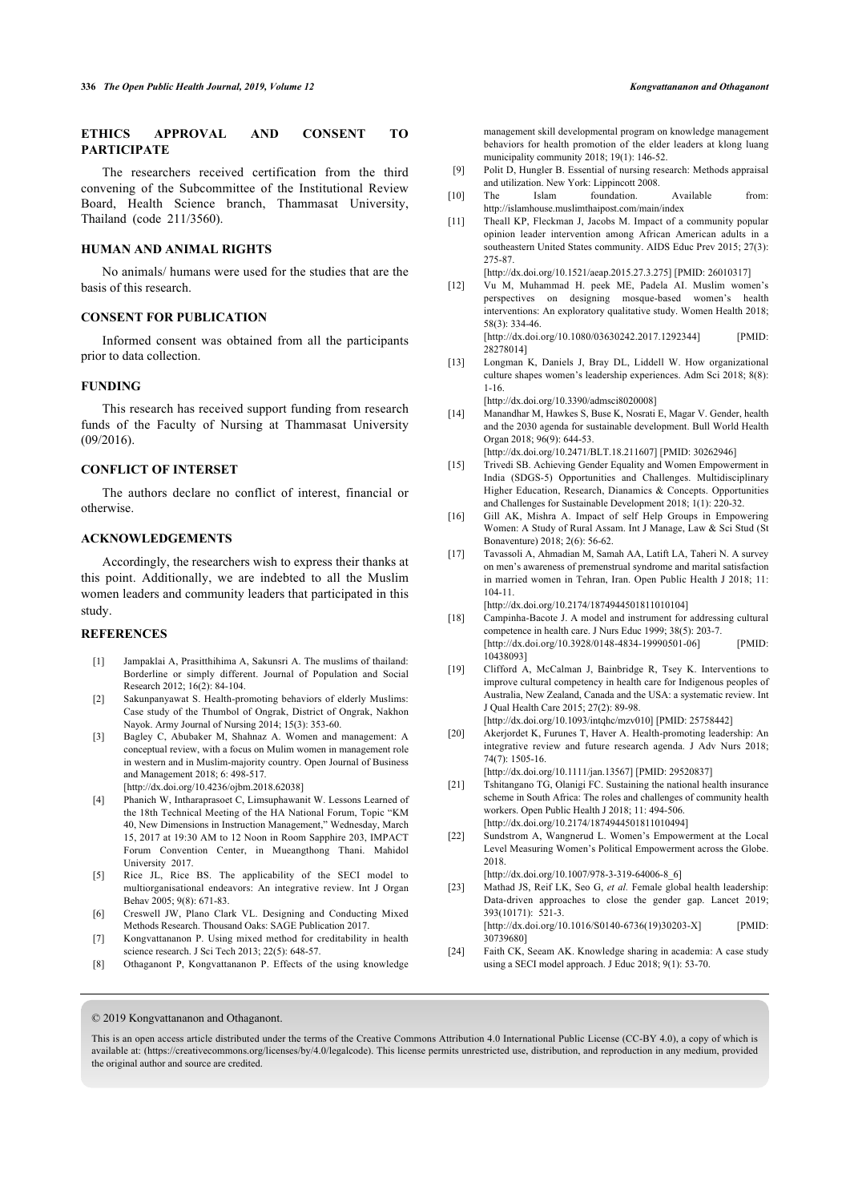## ETHICS APPROVAL AND CONSENT TO PARTICIPATE

The researchers received certification from the third convening of the Subcommittee of the Institutional Review Board, Health Science branch, Thammasat University, Thailand (code 211/3560).

## HUMAN AND ANIMAL RIGHTS

No animals/ humans were used for the studies that are the basis of this research.

## CONSENT FOR PUBLICATION

Informed consent was obtained from all the participants prior to data collection.

## FUNDING

This research has received support funding from research funds of the Faculty of Nursing at Thammasat University (09/2016).

## CONFLICT OF INTERSET

The authors declare no conflict of interest, financial or otherwise.

## ACKNOWLEDGEMENTS

Accordingly, the researchers wish to express their thanks at this point. Additionally, we are indebted to all the Muslim women leaders and community leaders that participated in this study.

## REFERENCES

[1] Jampaklai A, Prasitthihima A, Sakunsri A. The muslims of thailand: Borderline or simply different. Journal of Population and Social Research 2012; 16(2): 84-104.

[2] Sakunpanyawat S. Health-promoting behaviors of elderly Muslims: Case study of the Thumbol of Ongrak, District of Ongrak, Nakhon Nayok. Army Journal of Nursing 2014; 15(3): 353-60.

[3] Bagley C, Abubaker M, Shahnaz A. Women and management: A conceptual review, with a focus on Mulim women in management role in western and in Muslim-majority country. Open Journal of Business and Management 2018; 6: 498-517. [http://dx.doi.org/10.4236/ojbm.2018.62038]

[4] Phanich W, Intharaprasoet C, Limsuphawanit W. Lessons Learned of the 18th Technical Meeting of the HA National Forum, Topic "KM 40, New Dimensions in Instruction Management," Wednesday, March 15, 2017 at 19:30 AM to 12 Noon in Room Sapphire 203, IMPACT Forum Convention Center, in Mueangthong Thani. Mahidol University 2017.

[5] Rice JL, Rice BS. The applicability of the SECI model to multiorganisational endeavors: An integrative review. Int J Organ Behav 2005; 9(8): 671-83.

[6] Creswell JW, Plano Clark VL. Designing and Conducting Mixed Methods Research. Thousand Oaks: SAGE Publication 2017.

[7] Kongvattananon P. Using mixed method for creditability in health science research. J Sci Tech 2013; 22(5): 648-57.

[8] Othaganont P, Kongvattananon P. Effects of the using knowledge management skill developmental program on knowledge management behaviors for health promotion of the elder leaders at klong luang municipality community 2018; 19(1): 146-52.

[9] Polit D, Hungler B. Essential of nursing research: Methods appraisal and utilization. New York: Lippincott 2008.

[10] The Islam foundation. Available from: http://islamhouse.muslimthaipost.com/main/index

[11] Theall KP, Fleckman J, Jacobs M. Impact of a community popular opinion leader intervention among African American adults in a southeastern United States community. AIDS Educ Prev 2015; 27(3): 275-87. [http://dx.doi.org/10.1521/aeap.2015.27.3.275] [PMID: 26010317]

[12] Vu M, Muhammad H. peek ME, Padela AI. Muslim women's perspectives on designing mosque-based women's health interventions: An exploratory qualitative study. Women Health 2018; 58(3): 334-46. [http://dx.doi.org/10.1080/03630242.2017.1292344] [PMID: 28278014]

[13] Longman K, Daniels J, Bray DL, Liddell W. How organizational culture shapes women's leadership experiences. Adm Sci 2018; 8(8): 1-16. [http://dx.doi.org/10.3390/admsci8020008]

[14] Manandhar M, Hawkes S, Buse K, Nosrati E, Magar V. Gender, health and the 2030 agenda for sustainable development. Bull World Health Organ 2018; 96(9): 644-53. [http://dx.doi.org/10.2471/BLT.18.211607] [PMID: 30262946]

[15] Trivedi SB. Achieving Gender Equality and Women Empowerment in India (SDGS-5) Opportunities and Challenges. Multidisciplinary Higher Education, Research, Dianamics & Concepts. Opportunities and Challenges for Sustainable Development 2018; 1(1): 220-32.

[16] Gill AK, Mishra A. Impact of self Help Groups in Empowering Women: A Study of Rural Assam. Int J Manage, Law & Sci Stud (St Bonaventure) 2018; 2(6): 56-62.

[17] Tavassoli A, Ahmadian M, Samah AA, Latift LA, Taheri N. A survey on men's awareness of premenstrual syndrome and marital satisfaction in married women in Tehran, Iran. Open Public Health J 2018; 11: 104-11. [http://dx.doi.org/10.2174/1874944501811010104]

[18] Campinha-Bacote J. A model and instrument for addressing cultural competence in health care. J Nurs Educ 1999; 38(5): 203-7. [http://dx.doi.org/10.3928/0148-4834-19990501-06] [PMID: 10438093]

[19] Clifford A, McCalman J, Bainbridge R, Tsey K. Interventions to improve cultural competency in health care for Indigenous peoples of Australia, New Zealand, Canada and the USA: a systematic review. Int J Qual Health Care 2015; 27(2): 89-98. [http://dx.doi.org/10.1093/intqhc/mzv010] [PMID: 25758442]

[20] Akerjordet K, Furunes T, Haver A. Health-promoting leadership: An integrative review and future research agenda. J Adv Nurs 2018; 74(7): 1505-16. [http://dx.doi.org/10.1111/jan.13567] [PMID: 29520837]

[21] Tshitangano TG, Olanigi FC. Sustaining the national health insurance scheme in South Africa: The roles and challenges of community health workers. Open Public Health J 2018; 11: 494-506. [http://dx.doi.org/10.2174/1874944501811010494]

[22] Sundstrom A, Wangnerud L. Women's Empowerment at the Local Level Measuring Women's Political Empowerment across the Globe. 2018. [http://dx.doi.org/10.1007/978-3-319-64006-8_6]

[23] Mathad JS, Reif LK, Seo G, *et al.* Female global health leadership: Data-driven approaches to close the gender gap. Lancet 2019; 393(10171): 521-3. [http://dx.doi.org/10.1016/S0140-6736(19)30203-X] [PMID: 30739680]

[24] Faith CK, Seeam AK. Knowledge sharing in academia: A case study using a SECI model approach. J Educ 2018; 9(1): 53-70.

© 2019 Kongvattananon and Othaganont.

This is an open access article distributed under the terms of the Creative Commons Attribution 4.0 International Public License (CC-BY 4.0), a copy of which is available at: (https://creativecommons.org/licenses/by/4.0/legalcode). This license permits unrestricted use, distribution, and reproduction in any medium, provided the original author and source are credited.